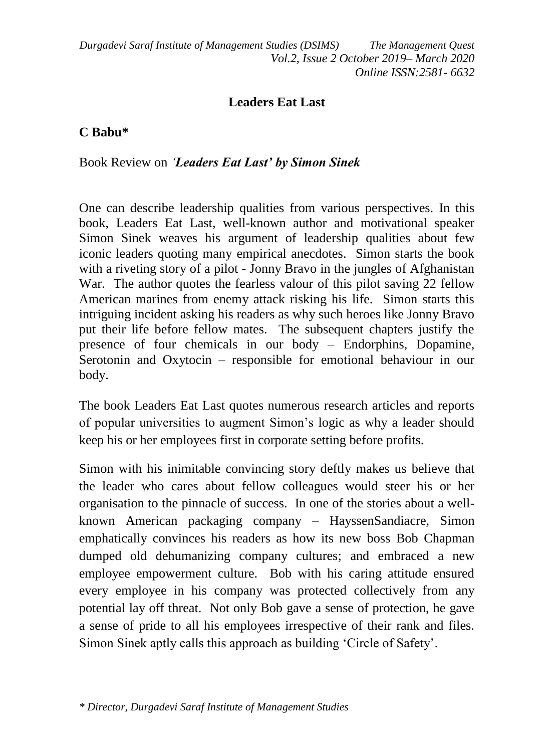# Leaders Eat Last

**C Babu***

Book Review on *'Leaders Eat Last' by Simon Sinek*

One can describe leadership qualities from various perspectives. In this book, Leaders Eat Last, well-known author and motivational speaker Simon Sinek weaves his argument of leadership qualities about few iconic leaders quoting many empirical anecdotes. Simon starts the book with a riveting story of a pilot - Jonny Bravo in the jungles of Afghanistan War. The author quotes the fearless valour of this pilot saving 22 fellow American marines from enemy attack risking his life. Simon starts this intriguing incident asking his readers as why such heroes like Jonny Bravo put their life before fellow mates. The subsequent chapters justify the presence of four chemicals in our body – Endorphins, Dopamine, Serotonin and Oxytocin – responsible for emotional behaviour in our body.

The book Leaders Eat Last quotes numerous research articles and reports of popular universities to augment Simon's logic as why a leader should keep his or her employees first in corporate setting before profits.

Simon with his inimitable convincing story deftly makes us believe that the leader who cares about fellow colleagues would steer his or her organisation to the pinnacle of success. In one of the stories about a well-known American packaging company – HayssenSandiacre, Simon emphatically convinces his readers as how its new boss Bob Chapman dumped old dehumanizing company cultures; and embraced a new employee empowerment culture. Bob with his caring attitude ensured every employee in his company was protected collectively from any potential lay off threat. Not only Bob gave a sense of protection, he gave a sense of pride to all his employees irrespective of their rank and files. Simon Sinek aptly calls this approach as building 'Circle of Safety'.

*\* Director, Durgadevi Saraf Institute of Management Studies*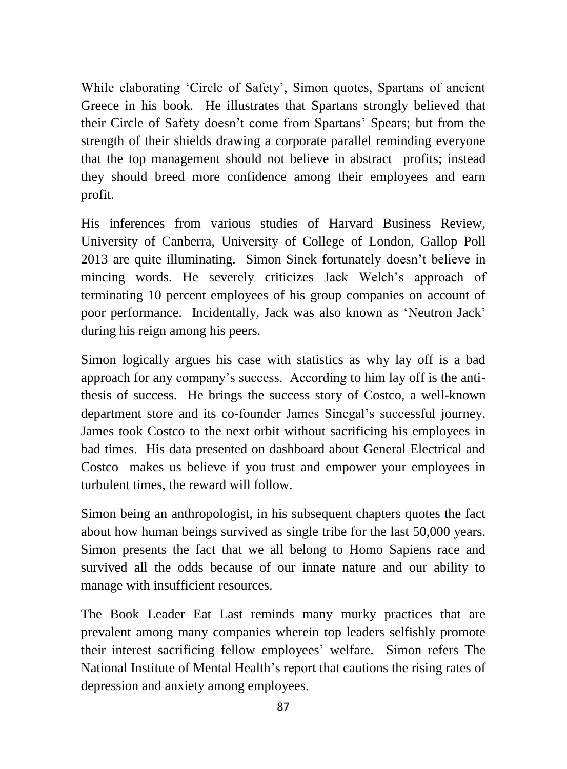While elaborating 'Circle of Safety', Simon quotes, Spartans of ancient Greece in his book. He illustrates that Spartans strongly believed that their Circle of Safety doesn't come from Spartans' Spears; but from the strength of their shields drawing a corporate parallel reminding everyone that the top management should not believe in abstract profits; instead they should breed more confidence among their employees and earn profit.

His inferences from various studies of Harvard Business Review, University of Canberra, University of College of London, Gallop Poll 2013 are quite illuminating. Simon Sinek fortunately doesn't believe in mincing words. He severely criticizes Jack Welch's approach of terminating 10 percent employees of his group companies on account of poor performance. Incidentally, Jack was also known as 'Neutron Jack' during his reign among his peers.

Simon logically argues his case with statistics as why lay off is a bad approach for any company's success. According to him lay off is the anti-thesis of success. He brings the success story of Costco, a well-known department store and its co-founder James Sinegal's successful journey. James took Costco to the next orbit without sacrificing his employees in bad times. His data presented on dashboard about General Electrical and Costco makes us believe if you trust and empower your employees in turbulent times, the reward will follow.

Simon being an anthropologist, in his subsequent chapters quotes the fact about how human beings survived as single tribe for the last 50,000 years. Simon presents the fact that we all belong to Homo Sapiens race and survived all the odds because of our innate nature and our ability to manage with insufficient resources.

The Book Leader Eat Last reminds many murky practices that are prevalent among many companies wherein top leaders selfishly promote their interest sacrificing fellow employees' welfare. Simon refers The National Institute of Mental Health's report that cautions the rising rates of depression and anxiety among employees.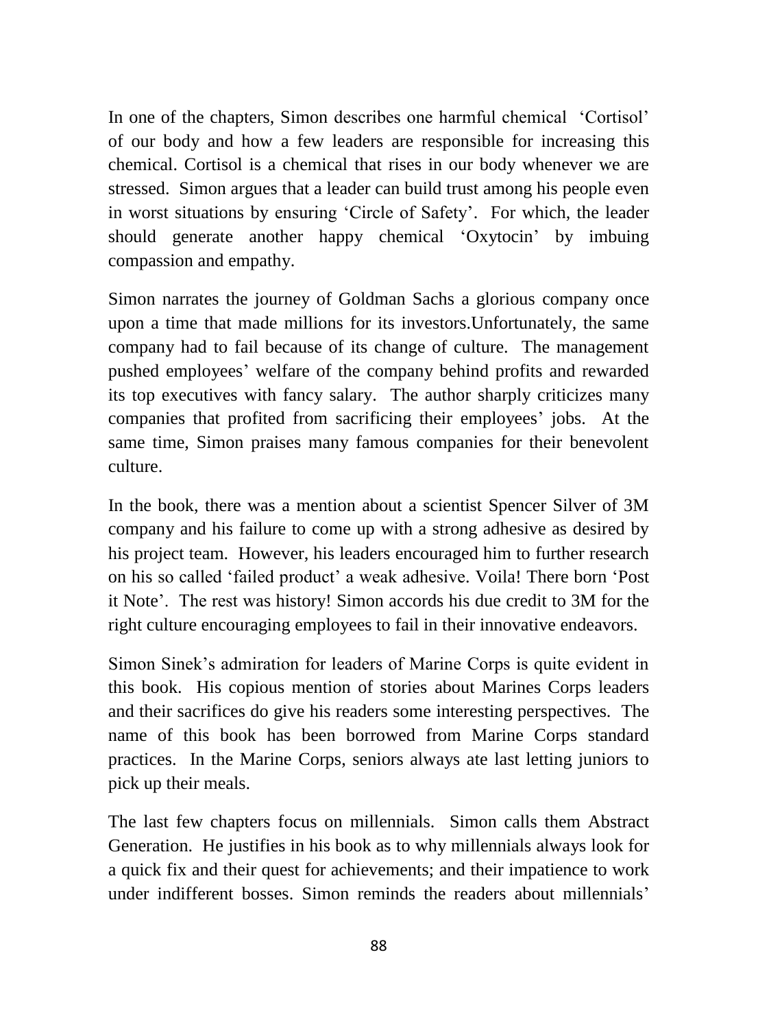In one of the chapters, Simon describes one harmful chemical 'Cortisol' of our body and how a few leaders are responsible for increasing this chemical. Cortisol is a chemical that rises in our body whenever we are stressed. Simon argues that a leader can build trust among his people even in worst situations by ensuring 'Circle of Safety'. For which, the leader should generate another happy chemical 'Oxytocin' by imbuing compassion and empathy.

Simon narrates the journey of Goldman Sachs a glorious company once upon a time that made millions for its investors.Unfortunately, the same company had to fail because of its change of culture. The management pushed employees' welfare of the company behind profits and rewarded its top executives with fancy salary. The author sharply criticizes many companies that profited from sacrificing their employees' jobs. At the same time, Simon praises many famous companies for their benevolent culture.

In the book, there was a mention about a scientist Spencer Silver of 3M company and his failure to come up with a strong adhesive as desired by his project team. However, his leaders encouraged him to further research on his so called 'failed product' a weak adhesive. Voila! There born 'Post it Note'. The rest was history! Simon accords his due credit to 3M for the right culture encouraging employees to fail in their innovative endeavors.

Simon Sinek's admiration for leaders of Marine Corps is quite evident in this book. His copious mention of stories about Marines Corps leaders and their sacrifices do give his readers some interesting perspectives. The name of this book has been borrowed from Marine Corps standard practices. In the Marine Corps, seniors always ate last letting juniors to pick up their meals.

The last few chapters focus on millennials. Simon calls them Abstract Generation. He justifies in his book as to why millennials always look for a quick fix and their quest for achievements; and their impatience to work under indifferent bosses. Simon reminds the readers about millennials'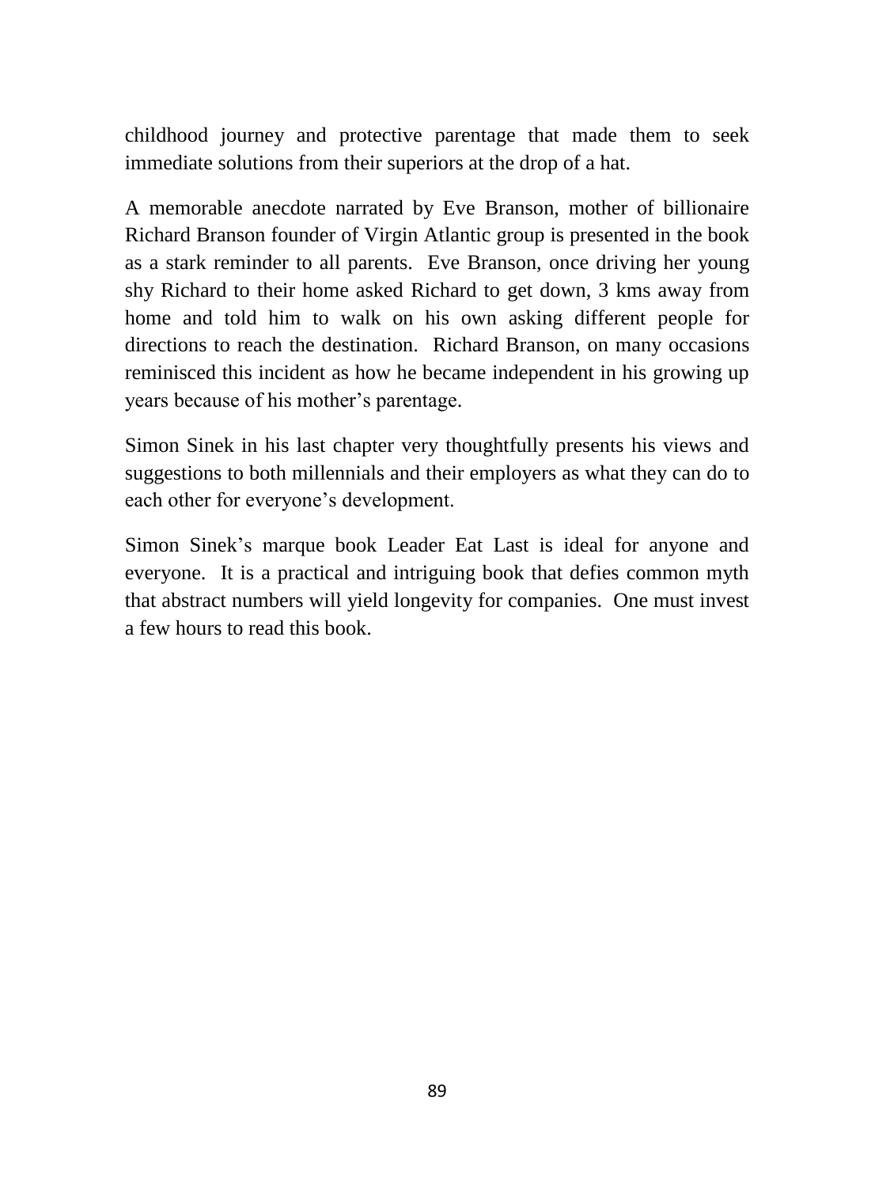childhood journey and protective parentage that made them to seek immediate solutions from their superiors at the drop of a hat.

A memorable anecdote narrated by Eve Branson, mother of billionaire Richard Branson founder of Virgin Atlantic group is presented in the book as a stark reminder to all parents. Eve Branson, once driving her young shy Richard to their home asked Richard to get down, 3 kms away from home and told him to walk on his own asking different people for directions to reach the destination. Richard Branson, on many occasions reminisced this incident as how he became independent in his growing up years because of his mother's parentage.

Simon Sinek in his last chapter very thoughtfully presents his views and suggestions to both millennials and their employers as what they can do to each other for everyone's development.

Simon Sinek's marque book Leader Eat Last is ideal for anyone and everyone. It is a practical and intriguing book that defies common myth that abstract numbers will yield longevity for companies. One must invest a few hours to read this book.